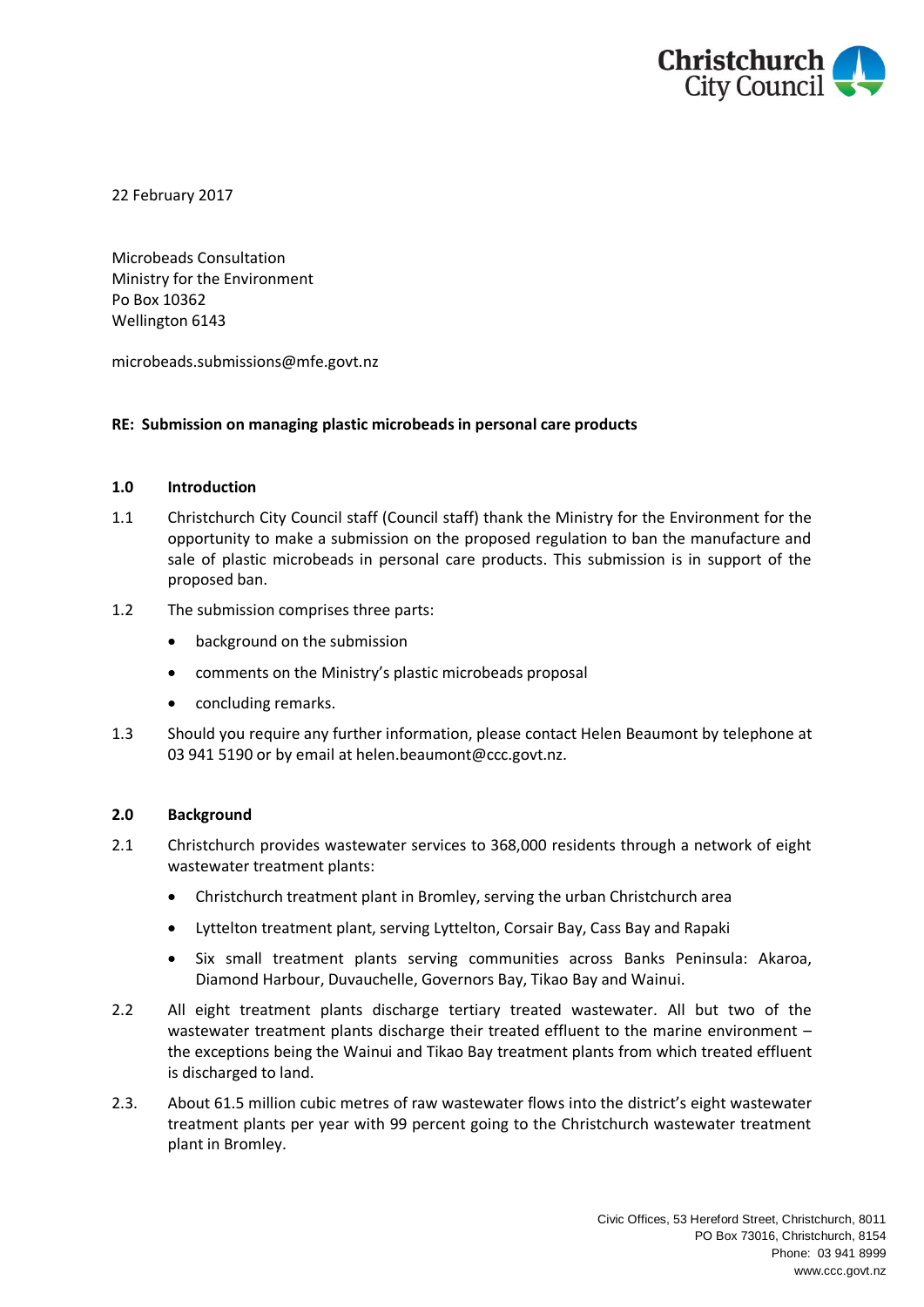22 February 2017

Microbeads Consultation
Ministry for the Environment
Po Box 10362
Wellington 6143

microbeads.submissions@mfe.govt.nz

**RE: Submission on managing plastic microbeads in personal care products**

## 1.0 Introduction

1.1 Christchurch City Council staff (Council staff) thank the Ministry for the Environment for the opportunity to make a submission on the proposed regulation to ban the manufacture and sale of plastic microbeads in personal care products. This submission is in support of the proposed ban.

1.2 The submission comprises three parts:

- background on the submission
- comments on the Ministry's plastic microbeads proposal
- concluding remarks.

1.3 Should you require any further information, please contact Helen Beaumont by telephone at 03 941 5190 or by email at helen.beaumont@ccc.govt.nz.

## 2.0 Background

2.1 Christchurch provides wastewater services to 368,000 residents through a network of eight wastewater treatment plants:

- Christchurch treatment plant in Bromley, serving the urban Christchurch area
- Lyttelton treatment plant, serving Lyttelton, Corsair Bay, Cass Bay and Rapaki
- Six small treatment plants serving communities across Banks Peninsula: Akaroa, Diamond Harbour, Duvauchelle, Governors Bay, Tikao Bay and Wainui.

2.2 All eight treatment plants discharge tertiary treated wastewater. All but two of the wastewater treatment plants discharge their treated effluent to the marine environment – the exceptions being the Wainui and Tikao Bay treatment plants from which treated effluent is discharged to land.

2.3. About 61.5 million cubic metres of raw wastewater flows into the district's eight wastewater treatment plants per year with 99 percent going to the Christchurch wastewater treatment plant in Bromley.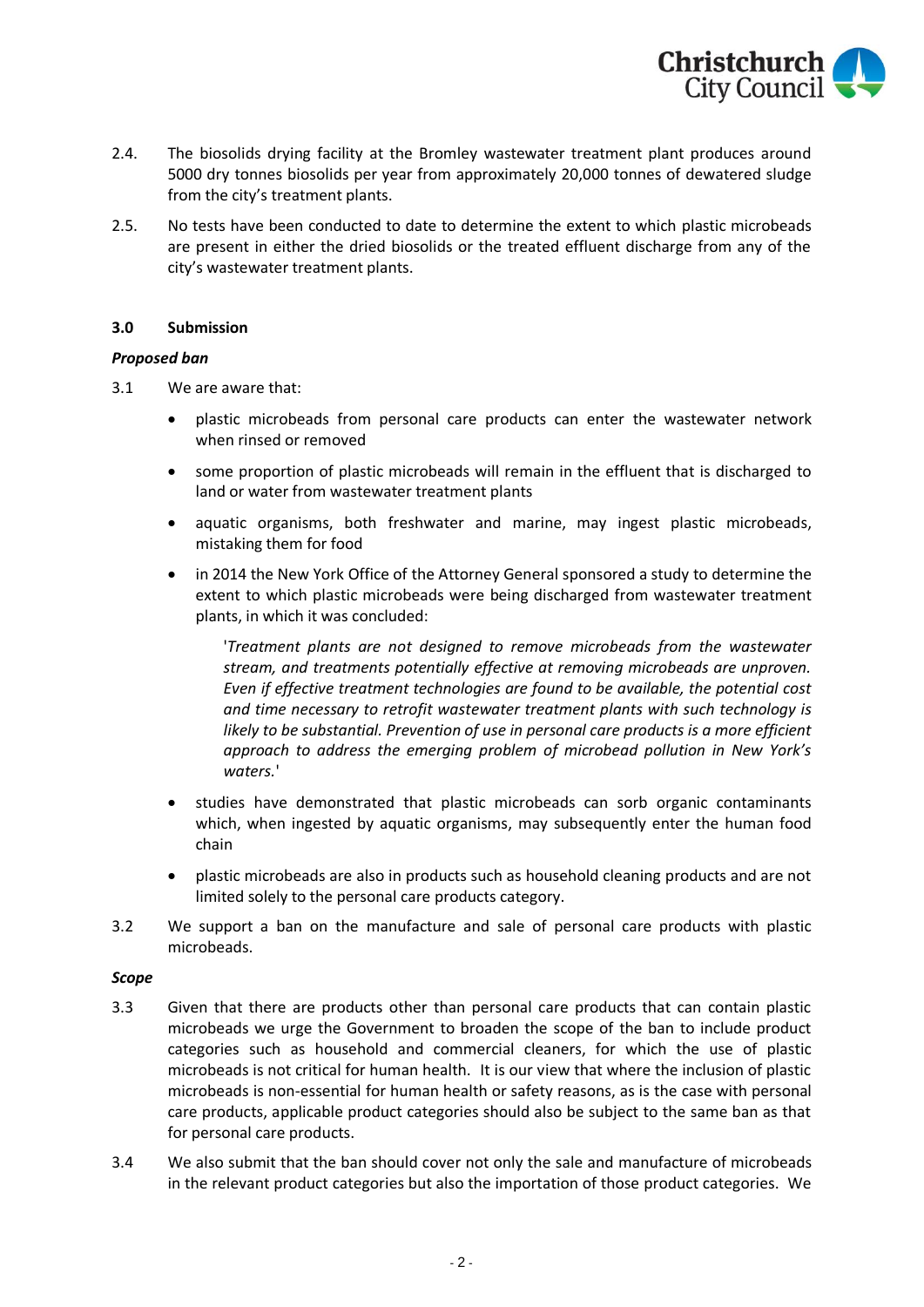2.4. The biosolids drying facility at the Bromley wastewater treatment plant produces around 5000 dry tonnes biosolids per year from approximately 20,000 tonnes of dewatered sludge from the city's treatment plants.

2.5. No tests have been conducted to date to determine the extent to which plastic microbeads are present in either the dried biosolids or the treated effluent discharge from any of the city's wastewater treatment plants.

## 3.0 Submission

***Proposed ban***

3.1 We are aware that:

- plastic microbeads from personal care products can enter the wastewater network when rinsed or removed
- some proportion of plastic microbeads will remain in the effluent that is discharged to land or water from wastewater treatment plants
- aquatic organisms, both freshwater and marine, may ingest plastic microbeads, mistaking them for food
- in 2014 the New York Office of the Attorney General sponsored a study to determine the extent to which plastic microbeads were being discharged from wastewater treatment plants, in which it was concluded:

  '*Treatment plants are not designed to remove microbeads from the wastewater stream, and treatments potentially effective at removing microbeads are unproven. Even if effective treatment technologies are found to be available, the potential cost and time necessary to retrofit wastewater treatment plants with such technology is likely to be substantial. Prevention of use in personal care products is a more efficient approach to address the emerging problem of microbead pollution in New York's waters.*'

- studies have demonstrated that plastic microbeads can sorb organic contaminants which, when ingested by aquatic organisms, may subsequently enter the human food chain
- plastic microbeads are also in products such as household cleaning products and are not limited solely to the personal care products category.

3.2 We support a ban on the manufacture and sale of personal care products with plastic microbeads.

***Scope***

3.3 Given that there are products other than personal care products that can contain plastic microbeads we urge the Government to broaden the scope of the ban to include product categories such as household and commercial cleaners, for which the use of plastic microbeads is not critical for human health. It is our view that where the inclusion of plastic microbeads is non-essential for human health or safety reasons, as is the case with personal care products, applicable product categories should also be subject to the same ban as that for personal care products.

3.4 We also submit that the ban should cover not only the sale and manufacture of microbeads in the relevant product categories but also the importation of those product categories. We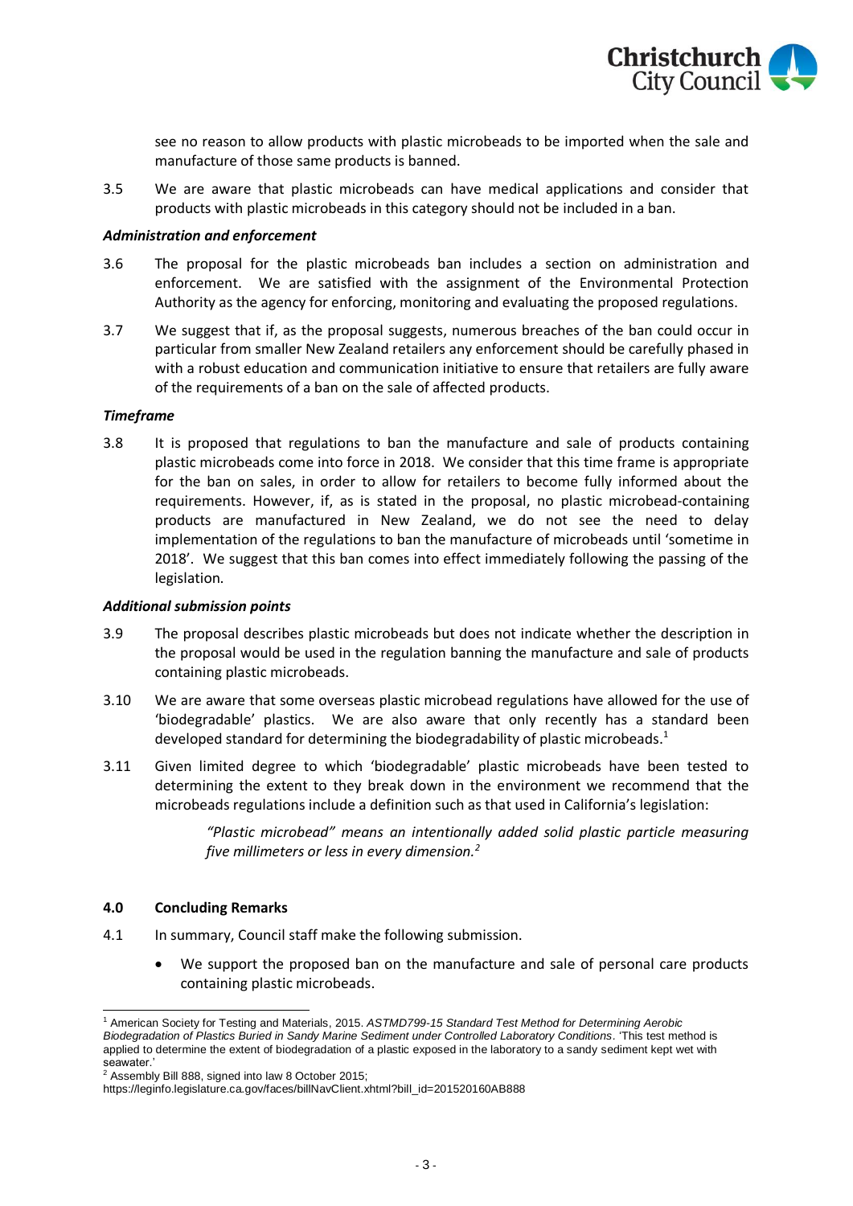see no reason to allow products with plastic microbeads to be imported when the sale and manufacture of those same products is banned.

3.5 We are aware that plastic microbeads can have medical applications and consider that products with plastic microbeads in this category should not be included in a ban.

***Administration and enforcement***

3.6 The proposal for the plastic microbeads ban includes a section on administration and enforcement. We are satisfied with the assignment of the Environmental Protection Authority as the agency for enforcing, monitoring and evaluating the proposed regulations.

3.7 We suggest that if, as the proposal suggests, numerous breaches of the ban could occur in particular from smaller New Zealand retailers any enforcement should be carefully phased in with a robust education and communication initiative to ensure that retailers are fully aware of the requirements of a ban on the sale of affected products.

***Timeframe***

3.8 It is proposed that regulations to ban the manufacture and sale of products containing plastic microbeads come into force in 2018. We consider that this time frame is appropriate for the ban on sales, in order to allow for retailers to become fully informed about the requirements. However, if, as is stated in the proposal, no plastic microbead-containing products are manufactured in New Zealand, we do not see the need to delay implementation of the regulations to ban the manufacture of microbeads until 'sometime in 2018'. We suggest that this ban comes into effect immediately following the passing of the legislation.

***Additional submission points***

3.9 The proposal describes plastic microbeads but does not indicate whether the description in the proposal would be used in the regulation banning the manufacture and sale of products containing plastic microbeads.

3.10 We are aware that some overseas plastic microbead regulations have allowed for the use of 'biodegradable' plastics. We are also aware that only recently has a standard been developed standard for determining the biodegradability of plastic microbeads.[1]

3.11 Given limited degree to which 'biodegradable' plastic microbeads have been tested to determining the extent to they break down in the environment we recommend that the microbeads regulations include a definition such as that used in California's legislation:

> *"Plastic microbead" means an intentionally added solid plastic particle measuring five millimeters or less in every dimension.*[2]

## 4.0 Concluding Remarks

4.1 In summary, Council staff make the following submission.

- We support the proposed ban on the manufacture and sale of personal care products containing plastic microbeads.

---

[1] American Society for Testing and Materials, 2015. *ASTMD799-15 Standard Test Method for Determining Aerobic Biodegradation of Plastics Buried in Sandy Marine Sediment under Controlled Laboratory Conditions*. 'This test method is applied to determine the extent of biodegradation of a plastic exposed in the laboratory to a sandy sediment kept wet with seawater.'

[2] Assembly Bill 888, signed into law 8 October 2015; https://leginfo.legislature.ca.gov/faces/billNavClient.xhtml?bill_id=201520160AB888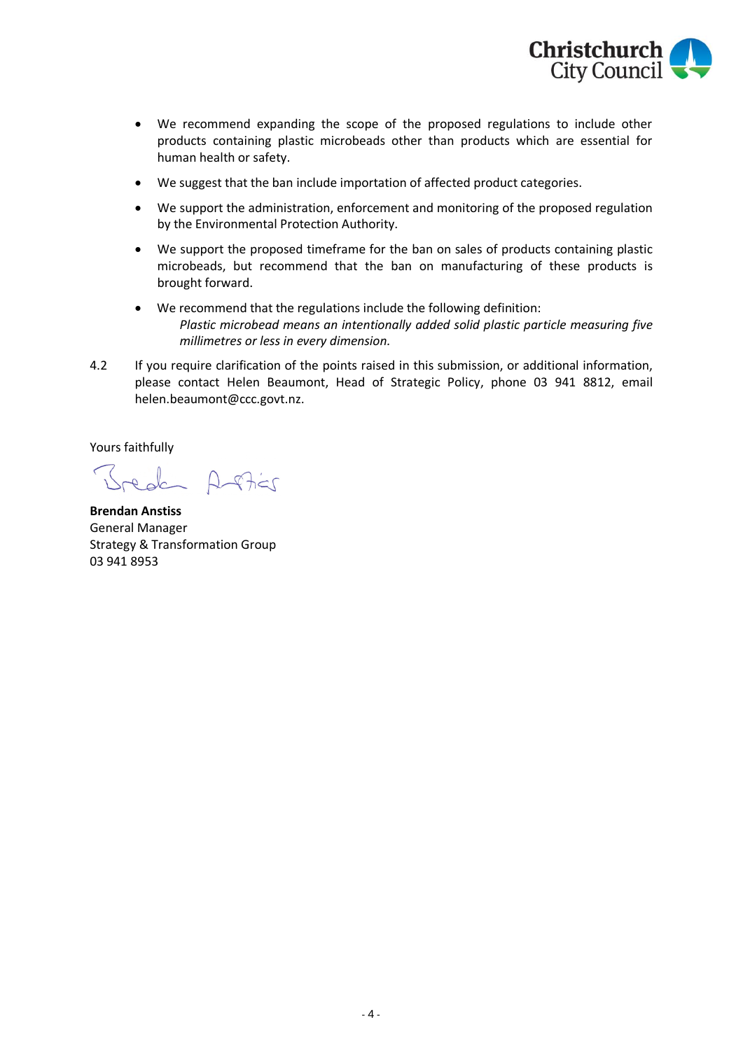- We recommend expanding the scope of the proposed regulations to include other products containing plastic microbeads other than products which are essential for human health or safety.
- We suggest that the ban include importation of affected product categories.
- We support the administration, enforcement and monitoring of the proposed regulation by the Environmental Protection Authority.
- We support the proposed timeframe for the ban on sales of products containing plastic microbeads, but recommend that the ban on manufacturing of these products is brought forward.
- We recommend that the regulations include the following definition:
  *Plastic microbead means an intentionally added solid plastic particle measuring five millimetres or less in every dimension.*

4.2 If you require clarification of the points raised in this submission, or additional information, please contact Helen Beaumont, Head of Strategic Policy, phone 03 941 8812, email helen.beaumont@ccc.govt.nz.

Yours faithfully

**Brendan Anstiss**
General Manager
Strategy & Transformation Group
03 941 8953